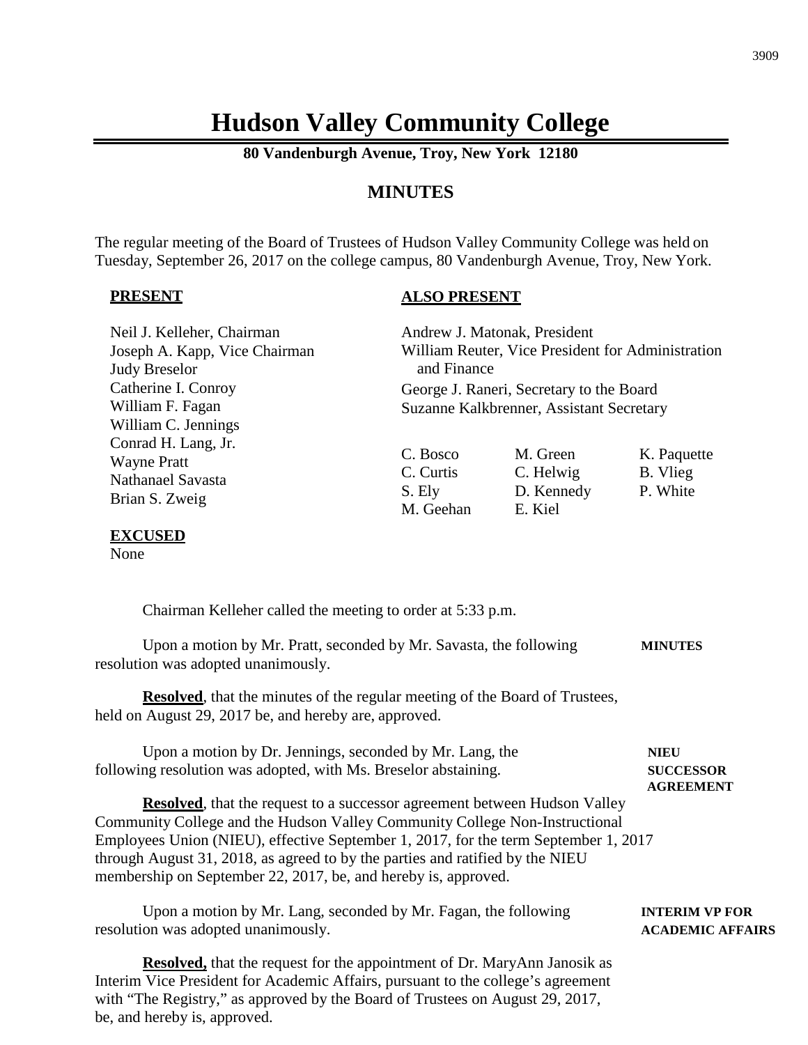# Hudson Valley Community College

**80 Vandenburgh Avenue, Troy, New York 12180**

## MINUTES

The regular meeting of the Board of Trustees of Hudson Valley Community College was held on Tuesday, September 26, 2017 on the college campus, 80 Vandenburgh Avenue, Troy, New York.

**PRESENT**

Neil J. Kelleher, Chairman
Joseph A. Kapp, Vice Chairman
Judy Breselor
Catherine I. Conroy
William F. Fagan
William C. Jennings
Conrad H. Lang, Jr.
Wayne Pratt
Nathanael Savasta
Brian S. Zweig

**EXCUSED**

None

**ALSO PRESENT**

Andrew J. Matonak, President
William Reuter, Vice President for Administration and Finance
George J. Raneri, Secretary to the Board
Suzanne Kalkbrenner, Assistant Secretary

| | | |
|---|---|---|
| C. Bosco | M. Green | K. Paquette |
| C. Curtis | C. Helwig | B. Vlieg |
| S. Ely | D. Kennedy | P. White |
| M. Geehan | E. Kiel | |

Chairman Kelleher called the meeting to order at 5:33 p.m.

**MINUTES**

Upon a motion by Mr. Pratt, seconded by Mr. Savasta, the following resolution was adopted unanimously.

**Resolved**, that the minutes of the regular meeting of the Board of Trustees, held on August 29, 2017 be, and hereby are, approved.

**NIEU SUCCESSOR AGREEMENT**

Upon a motion by Dr. Jennings, seconded by Mr. Lang, the following resolution was adopted, with Ms. Breselor abstaining.

**Resolved**, that the request to a successor agreement between Hudson Valley Community College and the Hudson Valley Community College Non-Instructional Employees Union (NIEU), effective September 1, 2017, for the term September 1, 2017 through August 31, 2018, as agreed to by the parties and ratified by the NIEU membership on September 22, 2017, be, and hereby is, approved.

**INTERIM VP FOR ACADEMIC AFFAIRS**

Upon a motion by Mr. Lang, seconded by Mr. Fagan, the following resolution was adopted unanimously.

**Resolved,** that the request for the appointment of Dr. MaryAnn Janosik as Interim Vice President for Academic Affairs, pursuant to the college's agreement with "The Registry," as approved by the Board of Trustees on August 29, 2017, be, and hereby is, approved.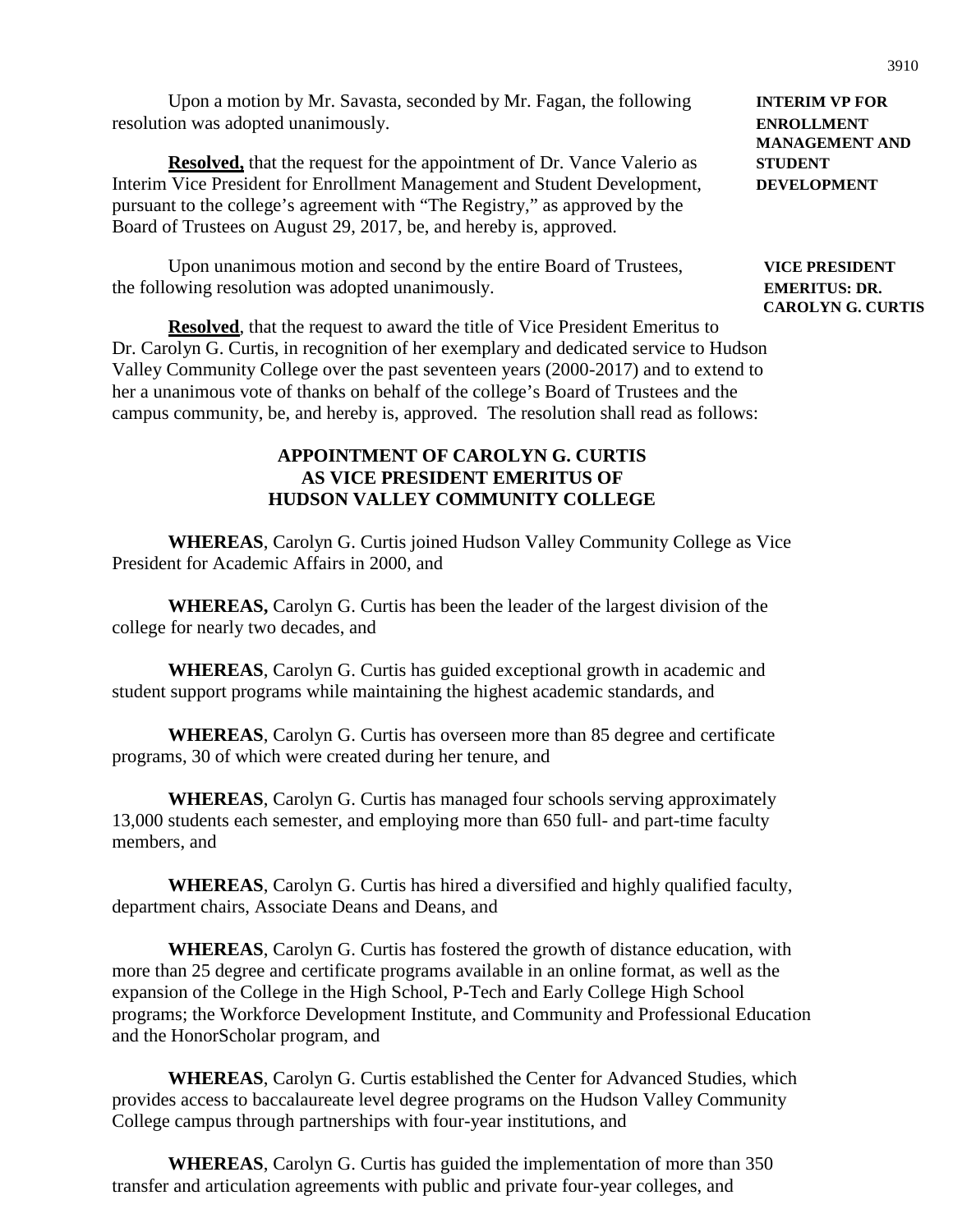Upon a motion by Mr. Savasta, seconded by Mr. Fagan, the following resolution was adopted unanimously.

**INTERIM VP FOR ENROLLMENT MANAGEMENT AND STUDENT DEVELOPMENT**

**Resolved,** that the request for the appointment of Dr. Vance Valerio as Interim Vice President for Enrollment Management and Student Development, pursuant to the college's agreement with "The Registry," as approved by the Board of Trustees on August 29, 2017, be, and hereby is, approved.

Upon unanimous motion and second by the entire Board of Trustees, the following resolution was adopted unanimously.

**VICE PRESIDENT EMERITUS: DR. CAROLYN G. CURTIS**

**Resolved**, that the request to award the title of Vice President Emeritus to Dr. Carolyn G. Curtis, in recognition of her exemplary and dedicated service to Hudson Valley Community College over the past seventeen years (2000-2017) and to extend to her a unanimous vote of thanks on behalf of the college's Board of Trustees and the campus community, be, and hereby is, approved. The resolution shall read as follows:

**APPOINTMENT OF CAROLYN G. CURTIS AS VICE PRESIDENT EMERITUS OF HUDSON VALLEY COMMUNITY COLLEGE**

**WHEREAS**, Carolyn G. Curtis joined Hudson Valley Community College as Vice President for Academic Affairs in 2000, and

**WHEREAS,** Carolyn G. Curtis has been the leader of the largest division of the college for nearly two decades, and

**WHEREAS**, Carolyn G. Curtis has guided exceptional growth in academic and student support programs while maintaining the highest academic standards, and

**WHEREAS**, Carolyn G. Curtis has overseen more than 85 degree and certificate programs, 30 of which were created during her tenure, and

**WHEREAS**, Carolyn G. Curtis has managed four schools serving approximately 13,000 students each semester, and employing more than 650 full- and part-time faculty members, and

**WHEREAS**, Carolyn G. Curtis has hired a diversified and highly qualified faculty, department chairs, Associate Deans and Deans, and

**WHEREAS**, Carolyn G. Curtis has fostered the growth of distance education, with more than 25 degree and certificate programs available in an online format, as well as the expansion of the College in the High School, P-Tech and Early College High School programs; the Workforce Development Institute, and Community and Professional Education and the HonorScholar program, and

**WHEREAS**, Carolyn G. Curtis established the Center for Advanced Studies, which provides access to baccalaureate level degree programs on the Hudson Valley Community College campus through partnerships with four-year institutions, and

**WHEREAS**, Carolyn G. Curtis has guided the implementation of more than 350 transfer and articulation agreements with public and private four-year colleges, and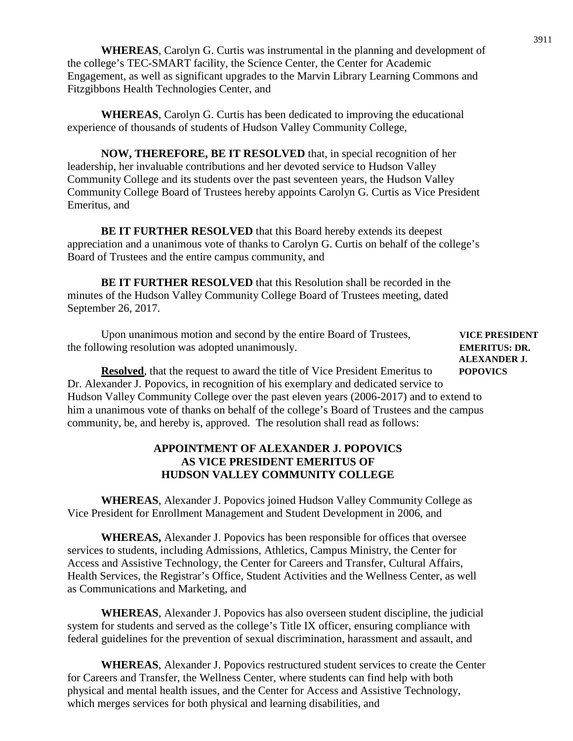**WHEREAS**, Carolyn G. Curtis was instrumental in the planning and development of the college's TEC-SMART facility, the Science Center, the Center for Academic Engagement, as well as significant upgrades to the Marvin Library Learning Commons and Fitzgibbons Health Technologies Center, and

**WHEREAS**, Carolyn G. Curtis has been dedicated to improving the educational experience of thousands of students of Hudson Valley Community College,

**NOW, THEREFORE, BE IT RESOLVED** that, in special recognition of her leadership, her invaluable contributions and her devoted service to Hudson Valley Community College and its students over the past seventeen years, the Hudson Valley Community College Board of Trustees hereby appoints Carolyn G. Curtis as Vice President Emeritus, and

**BE IT FURTHER RESOLVED** that this Board hereby extends its deepest appreciation and a unanimous vote of thanks to Carolyn G. Curtis on behalf of the college's Board of Trustees and the entire campus community, and

**BE IT FURTHER RESOLVED** that this Resolution shall be recorded in the minutes of the Hudson Valley Community College Board of Trustees meeting, dated September 26, 2017.

**VICE PRESIDENT EMERITUS: DR. ALEXANDER J. POPOVICS**

Upon unanimous motion and second by the entire Board of Trustees, the following resolution was adopted unanimously.

**Resolved**, that the request to award the title of Vice President Emeritus to Dr. Alexander J. Popovics, in recognition of his exemplary and dedicated service to Hudson Valley Community College over the past eleven years (2006-2017) and to extend to him a unanimous vote of thanks on behalf of the college's Board of Trustees and the campus community, be, and hereby is, approved. The resolution shall read as follows:

**APPOINTMENT OF ALEXANDER J. POPOVICS AS VICE PRESIDENT EMERITUS OF HUDSON VALLEY COMMUNITY COLLEGE**

**WHEREAS**, Alexander J. Popovics joined Hudson Valley Community College as Vice President for Enrollment Management and Student Development in 2006, and

**WHEREAS,** Alexander J. Popovics has been responsible for offices that oversee services to students, including Admissions, Athletics, Campus Ministry, the Center for Access and Assistive Technology, the Center for Careers and Transfer, Cultural Affairs, Health Services, the Registrar's Office, Student Activities and the Wellness Center, as well as Communications and Marketing, and

**WHEREAS**, Alexander J. Popovics has also overseen student discipline, the judicial system for students and served as the college's Title IX officer, ensuring compliance with federal guidelines for the prevention of sexual discrimination, harassment and assault, and

**WHEREAS**, Alexander J. Popovics restructured student services to create the Center for Careers and Transfer, the Wellness Center, where students can find help with both physical and mental health issues, and the Center for Access and Assistive Technology, which merges services for both physical and learning disabilities, and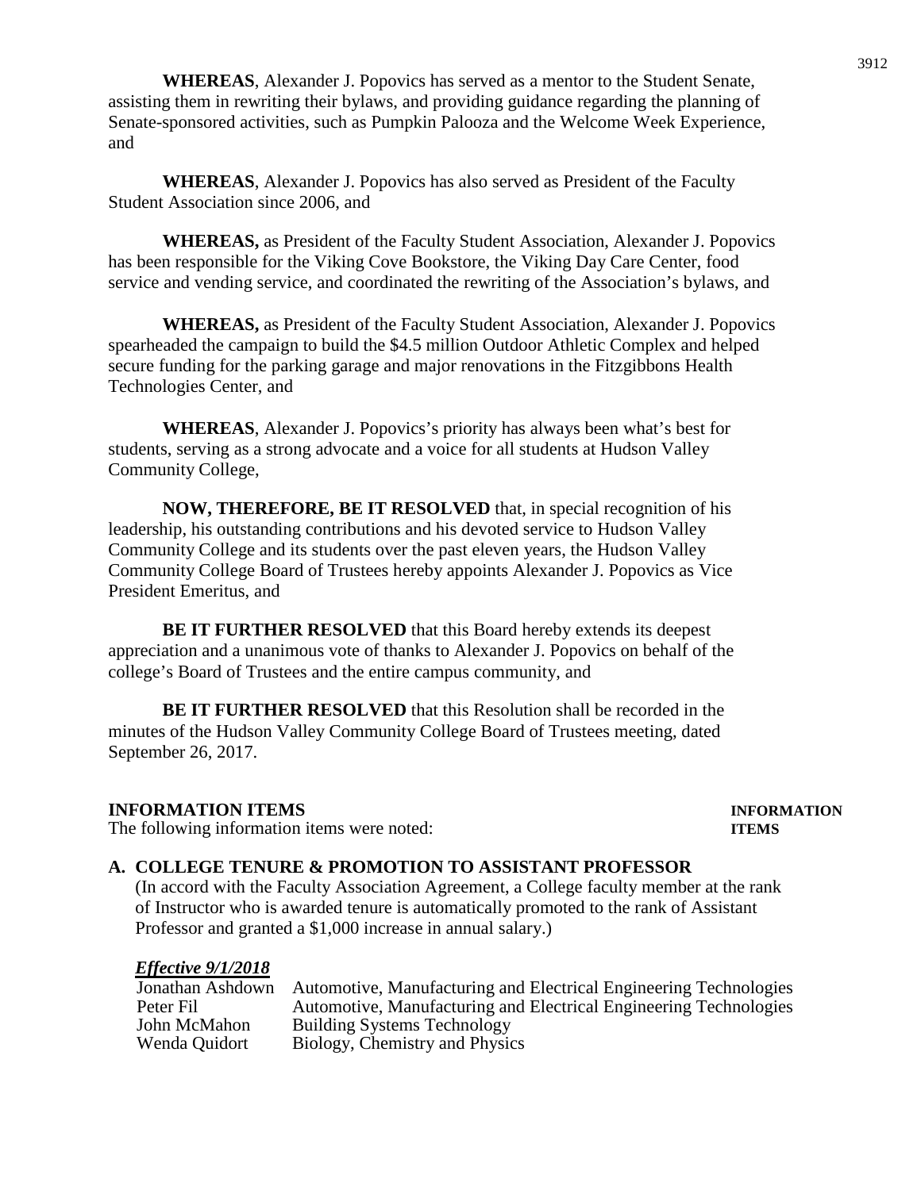**WHEREAS**, Alexander J. Popovics has served as a mentor to the Student Senate, assisting them in rewriting their bylaws, and providing guidance regarding the planning of Senate-sponsored activities, such as Pumpkin Palooza and the Welcome Week Experience, and

**WHEREAS**, Alexander J. Popovics has also served as President of the Faculty Student Association since 2006, and

**WHEREAS,** as President of the Faculty Student Association, Alexander J. Popovics has been responsible for the Viking Cove Bookstore, the Viking Day Care Center, food service and vending service, and coordinated the rewriting of the Association's bylaws, and

**WHEREAS,** as President of the Faculty Student Association, Alexander J. Popovics spearheaded the campaign to build the $4.5 million Outdoor Athletic Complex and helped secure funding for the parking garage and major renovations in the Fitzgibbons Health Technologies Center, and

**WHEREAS**, Alexander J. Popovics's priority has always been what's best for students, serving as a strong advocate and a voice for all students at Hudson Valley Community College,

**NOW, THEREFORE, BE IT RESOLVED** that, in special recognition of his leadership, his outstanding contributions and his devoted service to Hudson Valley Community College and its students over the past eleven years, the Hudson Valley Community College Board of Trustees hereby appoints Alexander J. Popovics as Vice President Emeritus, and

**BE IT FURTHER RESOLVED** that this Board hereby extends its deepest appreciation and a unanimous vote of thanks to Alexander J. Popovics on behalf of the college's Board of Trustees and the entire campus community, and

**BE IT FURTHER RESOLVED** that this Resolution shall be recorded in the minutes of the Hudson Valley Community College Board of Trustees meeting, dated September 26, 2017.

## INFORMATION ITEMS

**INFORMATION ITEMS**

The following information items were noted:

### A. COLLEGE TENURE & PROMOTION TO ASSISTANT PROFESSOR

(In accord with the Faculty Association Agreement, a College faculty member at the rank of Instructor who is awarded tenure is automatically promoted to the rank of Assistant Professor and granted a $1,000 increase in annual salary.)

***Effective 9/1/2018***

| | |
|---|---|
| Jonathan Ashdown | Automotive, Manufacturing and Electrical Engineering Technologies |
| Peter Fil | Automotive, Manufacturing and Electrical Engineering Technologies |
| John McMahon | Building Systems Technology |
| Wenda Quidort | Biology, Chemistry and Physics |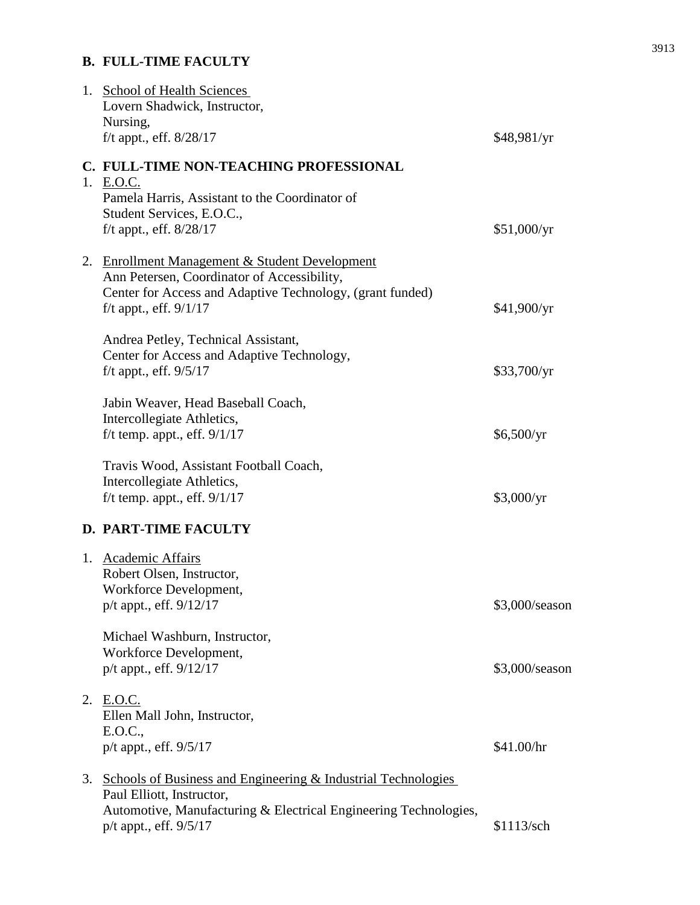## B. FULL-TIME FACULTY

1. School of Health Sciences
   Lovern Shadwick, Instructor,
   Nursing,
   f/t appt., eff. 8/28/17 — $48,981/yr

## C. FULL-TIME NON-TEACHING PROFESSIONAL

1. E.O.C.
   Pamela Harris, Assistant to the Coordinator of
   Student Services, E.O.C.,
   f/t appt., eff. 8/28/17 — $51,000/yr

2. Enrollment Management & Student Development
   Ann Petersen, Coordinator of Accessibility,
   Center for Access and Adaptive Technology, (grant funded)
   f/t appt., eff. 9/1/17 — $41,900/yr

   Andrea Petley, Technical Assistant,
   Center for Access and Adaptive Technology,
   f/t appt., eff. 9/5/17 — $33,700/yr

   Jabin Weaver, Head Baseball Coach,
   Intercollegiate Athletics,
   f/t temp. appt., eff. 9/1/17 — $6,500/yr

   Travis Wood, Assistant Football Coach,
   Intercollegiate Athletics,
   f/t temp. appt., eff. 9/1/17 — $3,000/yr

## D. PART-TIME FACULTY

1. Academic Affairs
   Robert Olsen, Instructor,
   Workforce Development,
   p/t appt., eff. 9/12/17 — $3,000/season

   Michael Washburn, Instructor,
   Workforce Development,
   p/t appt., eff. 9/12/17 — $3,000/season

2. E.O.C.
   Ellen Mall John, Instructor,
   E.O.C.,
   p/t appt., eff. 9/5/17 — $41.00/hr

3. Schools of Business and Engineering & Industrial Technologies
   Paul Elliott, Instructor,
   Automotive, Manufacturing & Electrical Engineering Technologies,
   p/t appt., eff. 9/5/17 — $1113/sch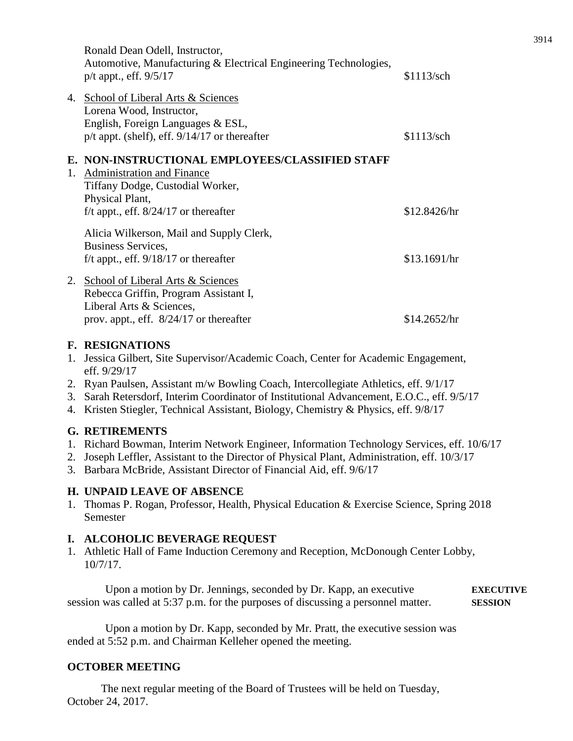Ronald Dean Odell, Instructor,
Automotive, Manufacturing & Electrical Engineering Technologies,
p/t appt., eff. 9/5/17 — $1113/sch

4. School of Liberal Arts & Sciences
   Lorena Wood, Instructor,
   English, Foreign Languages & ESL,
   p/t appt. (shelf), eff. 9/14/17 or thereafter — $1113/sch

## E. NON-INSTRUCTIONAL EMPLOYEES/CLASSIFIED STAFF

1. Administration and Finance
   Tiffany Dodge, Custodial Worker,
   Physical Plant,
   f/t appt., eff. 8/24/17 or thereafter — $12.8426/hr

   Alicia Wilkerson, Mail and Supply Clerk,
   Business Services,
   f/t appt., eff. 9/18/17 or thereafter — $13.1691/hr

2. School of Liberal Arts & Sciences
   Rebecca Griffin, Program Assistant I,
   Liberal Arts & Sciences,
   prov. appt., eff. 8/24/17 or thereafter — $14.2652/hr

## F. RESIGNATIONS

1. Jessica Gilbert, Site Supervisor/Academic Coach, Center for Academic Engagement, eff. 9/29/17
2. Ryan Paulsen, Assistant m/w Bowling Coach, Intercollegiate Athletics, eff. 9/1/17
3. Sarah Retersdorf, Interim Coordinator of Institutional Advancement, E.O.C., eff. 9/5/17
4. Kristen Stiegler, Technical Assistant, Biology, Chemistry & Physics, eff. 9/8/17

## G. RETIREMENTS

1. Richard Bowman, Interim Network Engineer, Information Technology Services, eff. 10/6/17
2. Joseph Leffler, Assistant to the Director of Physical Plant, Administration, eff. 10/3/17
3. Barbara McBride, Assistant Director of Financial Aid, eff. 9/6/17

## H. UNPAID LEAVE OF ABSENCE

1. Thomas P. Rogan, Professor, Health, Physical Education & Exercise Science, Spring 2018 Semester

## I. ALCOHOLIC BEVERAGE REQUEST

1. Athletic Hall of Fame Induction Ceremony and Reception, McDonough Center Lobby, 10/7/17.

**EXECUTIVE SESSION**

Upon a motion by Dr. Jennings, seconded by Dr. Kapp, an executive session was called at 5:37 p.m. for the purposes of discussing a personnel matter.

Upon a motion by Dr. Kapp, seconded by Mr. Pratt, the executive session was ended at 5:52 p.m. and Chairman Kelleher opened the meeting.

## OCTOBER MEETING

The next regular meeting of the Board of Trustees will be held on Tuesday, October 24, 2017.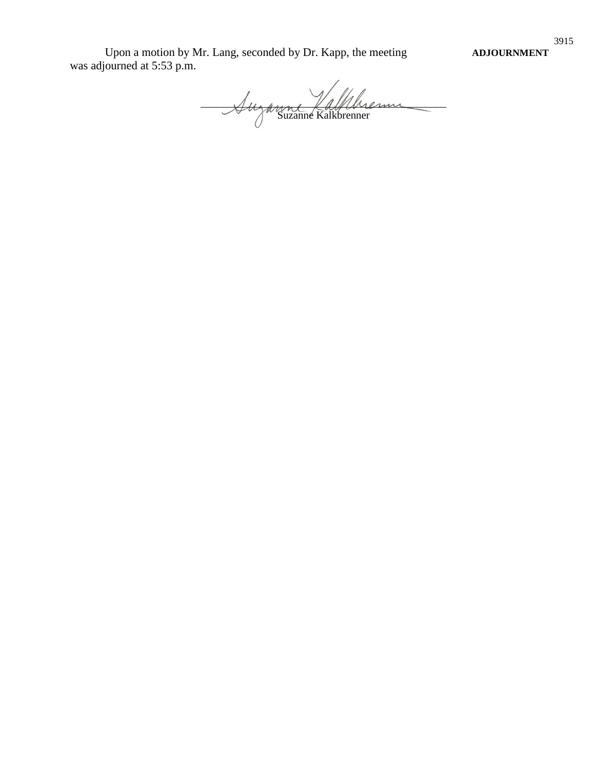Upon a motion by Mr. Lang, seconded by Dr. Kapp, the meeting was adjourned at 5:53 p.m.

**ADJOURNMENT**

Suzanne Kalkbrenner